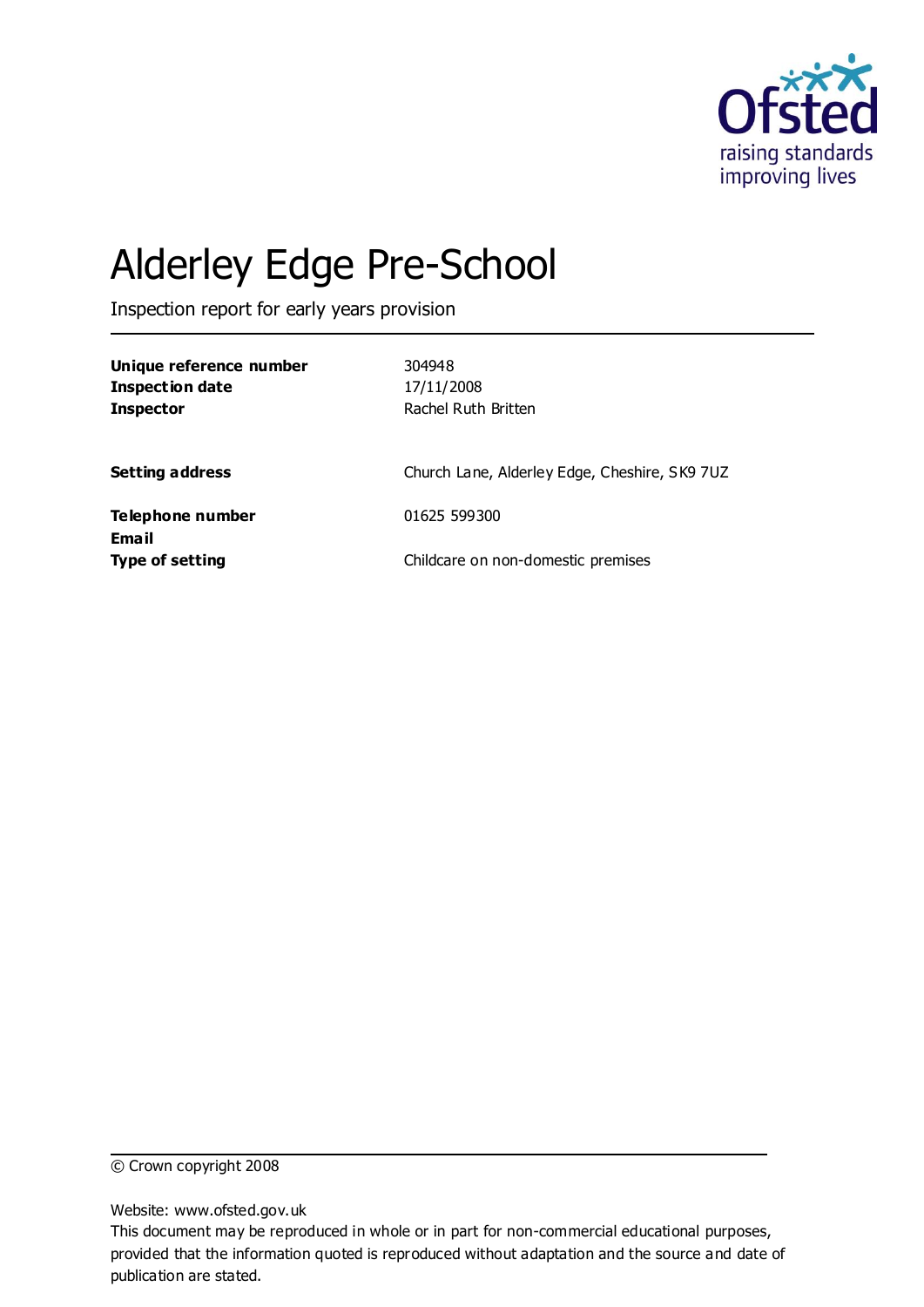Ofsted
raising standards
improving lives

# Alderley Edge Pre-School

Inspection report for early years provision

| | |
|---|---|
| **Unique reference number** | 304948 |
| **Inspection date** | 17/11/2008 |
| **Inspector** | Rachel Ruth Britten |
| | |
| **Setting address** | Church Lane, Alderley Edge, Cheshire, SK9 7UZ |
| | |
| **Telephone number** | 01625 599300 |
| **Email** | |
| **Type of setting** | Childcare on non-domestic premises |

© Crown copyright 2008

Website: www.ofsted.gov.uk

This document may be reproduced in whole or in part for non-commercial educational purposes, provided that the information quoted is reproduced without adaptation and the source and date of publication are stated.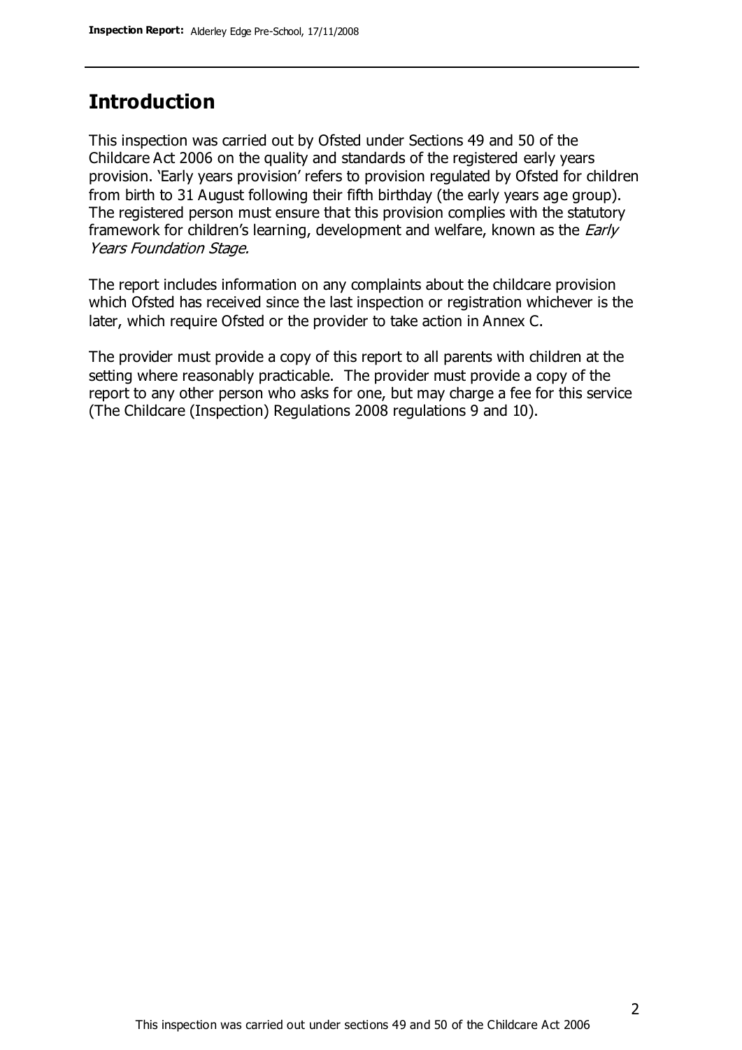## Introduction

This inspection was carried out by Ofsted under Sections 49 and 50 of the Childcare Act 2006 on the quality and standards of the registered early years provision. 'Early years provision' refers to provision regulated by Ofsted for children from birth to 31 August following their fifth birthday (the early years age group). The registered person must ensure that this provision complies with the statutory framework for children's learning, development and welfare, known as the *Early Years Foundation Stage.*

The report includes information on any complaints about the childcare provision which Ofsted has received since the last inspection or registration whichever is the later, which require Ofsted or the provider to take action in Annex C.

The provider must provide a copy of this report to all parents with children at the setting where reasonably practicable. The provider must provide a copy of the report to any other person who asks for one, but may charge a fee for this service (The Childcare (Inspection) Regulations 2008 regulations 9 and 10).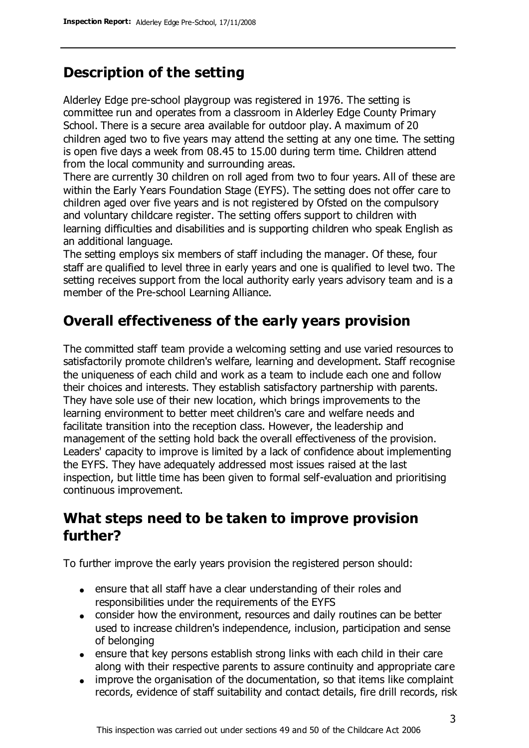## Description of the setting

Alderley Edge pre-school playgroup was registered in 1976. The setting is committee run and operates from a classroom in Alderley Edge County Primary School. There is a secure area available for outdoor play. A maximum of 20 children aged two to five years may attend the setting at any one time. The setting is open five days a week from 08.45 to 15.00 during term time. Children attend from the local community and surrounding areas.

There are currently 30 children on roll aged from two to four years. All of these are within the Early Years Foundation Stage (EYFS). The setting does not offer care to children aged over five years and is not registered by Ofsted on the compulsory and voluntary childcare register. The setting offers support to children with learning difficulties and disabilities and is supporting children who speak English as an additional language.

The setting employs six members of staff including the manager. Of these, four staff are qualified to level three in early years and one is qualified to level two. The setting receives support from the local authority early years advisory team and is a member of the Pre-school Learning Alliance.

## Overall effectiveness of the early years provision

The committed staff team provide a welcoming setting and use varied resources to satisfactorily promote children's welfare, learning and development. Staff recognise the uniqueness of each child and work as a team to include each one and follow their choices and interests. They establish satisfactory partnership with parents. They have sole use of their new location, which brings improvements to the learning environment to better meet children's care and welfare needs and facilitate transition into the reception class. However, the leadership and management of the setting hold back the overall effectiveness of the provision. Leaders' capacity to improve is limited by a lack of confidence about implementing the EYFS. They have adequately addressed most issues raised at the last inspection, but little time has been given to formal self-evaluation and prioritising continuous improvement.

## What steps need to be taken to improve provision further?

To further improve the early years provision the registered person should:

- ensure that all staff have a clear understanding of their roles and responsibilities under the requirements of the EYFS
- consider how the environment, resources and daily routines can be better used to increase children's independence, inclusion, participation and sense of belonging
- ensure that key persons establish strong links with each child in their care along with their respective parents to assure continuity and appropriate care
- improve the organisation of the documentation, so that items like complaint records, evidence of staff suitability and contact details, fire drill records, risk

This inspection was carried out under sections 49 and 50 of the Childcare Act 2006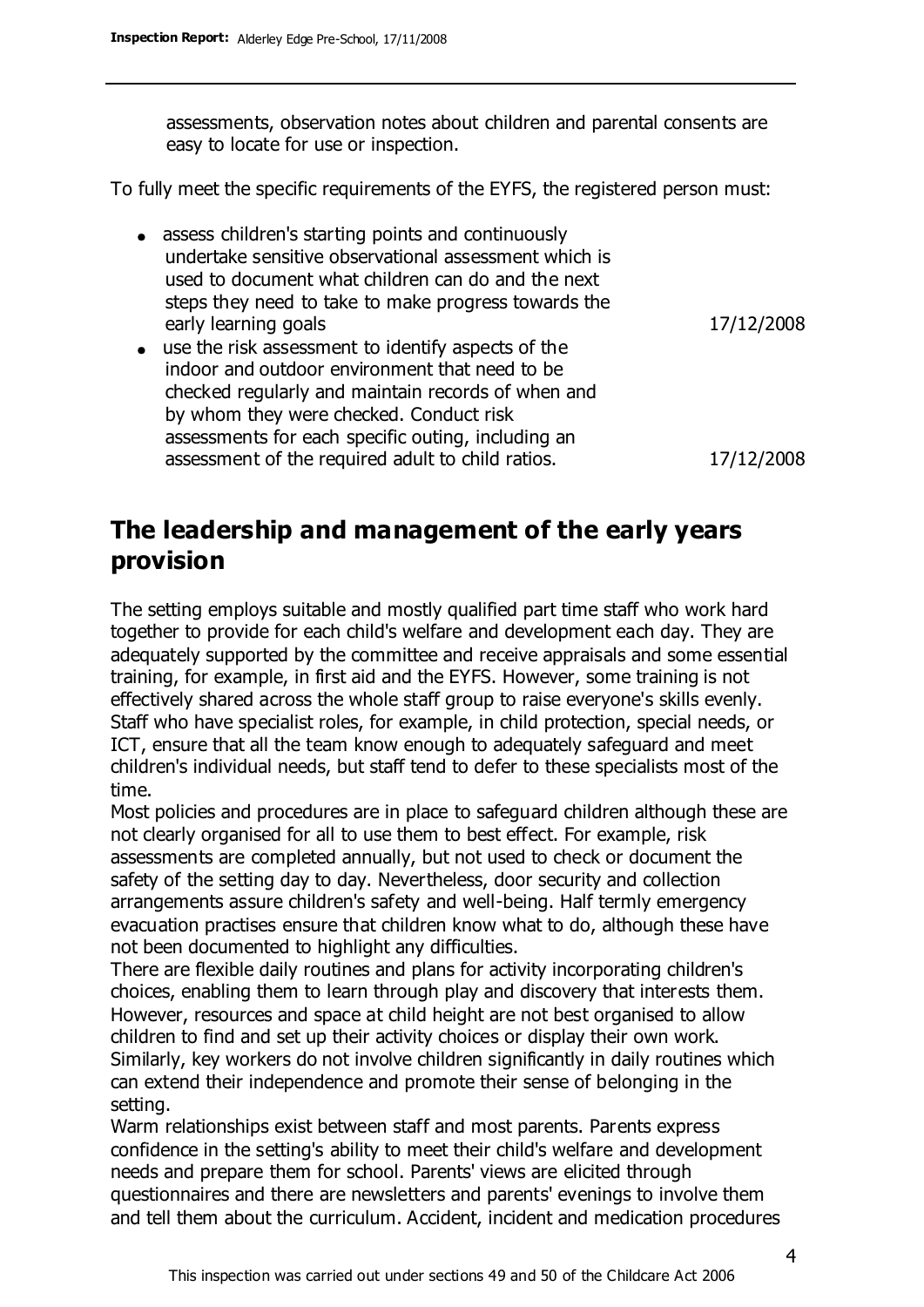assessments, observation notes about children and parental consents are easy to locate for use or inspection.

To fully meet the specific requirements of the EYFS, the registered person must:

- assess children's starting points and continuously undertake sensitive observational assessment which is used to document what children can do and the next steps they need to take to make progress towards the early learning goals 17/12/2008
- use the risk assessment to identify aspects of the indoor and outdoor environment that need to be checked regularly and maintain records of when and by whom they were checked. Conduct risk assessments for each specific outing, including an assessment of the required adult to child ratios. 17/12/2008

## The leadership and management of the early years provision

The setting employs suitable and mostly qualified part time staff who work hard together to provide for each child's welfare and development each day. They are adequately supported by the committee and receive appraisals and some essential training, for example, in first aid and the EYFS. However, some training is not effectively shared across the whole staff group to raise everyone's skills evenly. Staff who have specialist roles, for example, in child protection, special needs, or ICT, ensure that all the team know enough to adequately safeguard and meet children's individual needs, but staff tend to defer to these specialists most of the time.

Most policies and procedures are in place to safeguard children although these are not clearly organised for all to use them to best effect. For example, risk assessments are completed annually, but not used to check or document the safety of the setting day to day. Nevertheless, door security and collection arrangements assure children's safety and well-being. Half termly emergency evacuation practises ensure that children know what to do, although these have not been documented to highlight any difficulties.

There are flexible daily routines and plans for activity incorporating children's choices, enabling them to learn through play and discovery that interests them. However, resources and space at child height are not best organised to allow children to find and set up their activity choices or display their own work. Similarly, key workers do not involve children significantly in daily routines which can extend their independence and promote their sense of belonging in the setting.

Warm relationships exist between staff and most parents. Parents express confidence in the setting's ability to meet their child's welfare and development needs and prepare them for school. Parents' views are elicited through questionnaires and there are newsletters and parents' evenings to involve them and tell them about the curriculum. Accident, incident and medication procedures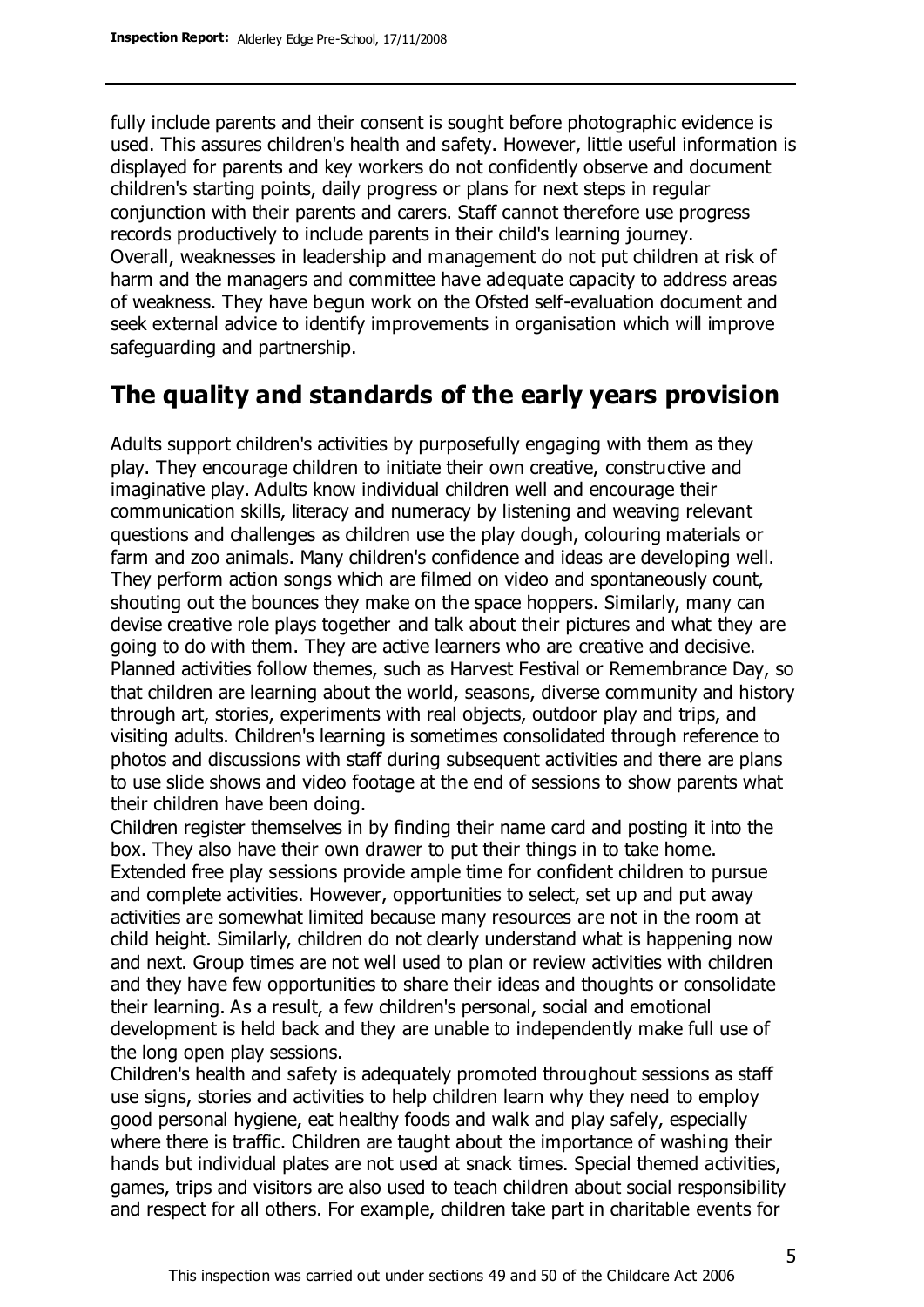fully include parents and their consent is sought before photographic evidence is used. This assures children's health and safety. However, little useful information is displayed for parents and key workers do not confidently observe and document children's starting points, daily progress or plans for next steps in regular conjunction with their parents and carers. Staff cannot therefore use progress records productively to include parents in their child's learning journey.
Overall, weaknesses in leadership and management do not put children at risk of harm and the managers and committee have adequate capacity to address areas of weakness. They have begun work on the Ofsted self-evaluation document and seek external advice to identify improvements in organisation which will improve safeguarding and partnership.

## The quality and standards of the early years provision

Adults support children's activities by purposefully engaging with them as they play. They encourage children to initiate their own creative, constructive and imaginative play. Adults know individual children well and encourage their communication skills, literacy and numeracy by listening and weaving relevant questions and challenges as children use the play dough, colouring materials or farm and zoo animals. Many children's confidence and ideas are developing well. They perform action songs which are filmed on video and spontaneously count, shouting out the bounces they make on the space hoppers. Similarly, many can devise creative role plays together and talk about their pictures and what they are going to do with them. They are active learners who are creative and decisive. Planned activities follow themes, such as Harvest Festival or Remembrance Day, so that children are learning about the world, seasons, diverse community and history through art, stories, experiments with real objects, outdoor play and trips, and visiting adults. Children's learning is sometimes consolidated through reference to photos and discussions with staff during subsequent activities and there are plans to use slide shows and video footage at the end of sessions to show parents what their children have been doing.
Children register themselves in by finding their name card and posting it into the box. They also have their own drawer to put their things in to take home. Extended free play sessions provide ample time for confident children to pursue and complete activities. However, opportunities to select, set up and put away activities are somewhat limited because many resources are not in the room at child height. Similarly, children do not clearly understand what is happening now and next. Group times are not well used to plan or review activities with children and they have few opportunities to share their ideas and thoughts or consolidate their learning. As a result, a few children's personal, social and emotional development is held back and they are unable to independently make full use of the long open play sessions.
Children's health and safety is adequately promoted throughout sessions as staff use signs, stories and activities to help children learn why they need to employ good personal hygiene, eat healthy foods and walk and play safely, especially where there is traffic. Children are taught about the importance of washing their hands but individual plates are not used at snack times. Special themed activities, games, trips and visitors are also used to teach children about social responsibility and respect for all others. For example, children take part in charitable events for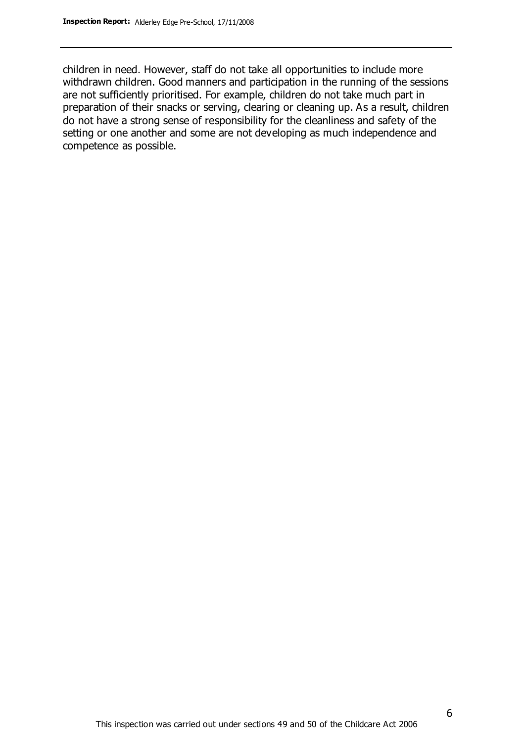children in need. However, staff do not take all opportunities to include more withdrawn children. Good manners and participation in the running of the sessions are not sufficiently prioritised. For example, children do not take much part in preparation of their snacks or serving, clearing or cleaning up. As a result, children do not have a strong sense of responsibility for the cleanliness and safety of the setting or one another and some are not developing as much independence and competence as possible.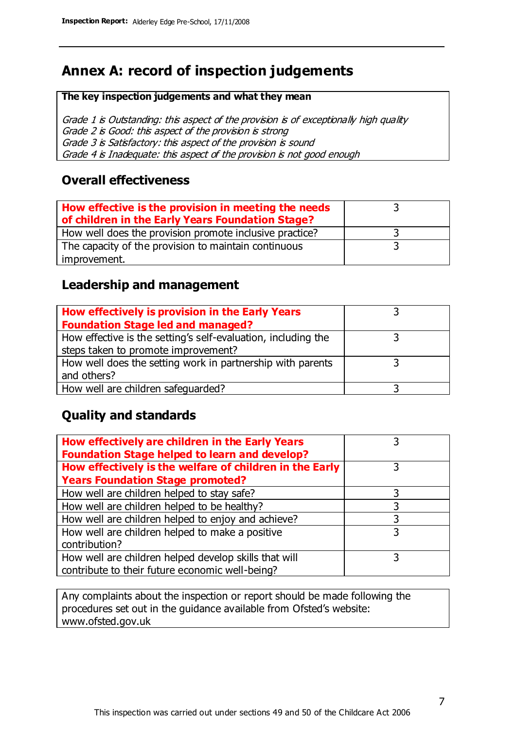# Annex A: record of inspection judgements

**The key inspection judgements and what they mean**

*Grade 1 is Outstanding: this aspect of the provision is of exceptionally high quality*
*Grade 2 is Good: this aspect of the provision is strong*
*Grade 3 is Satisfactory: this aspect of the provision is sound*
*Grade 4 is Inadequate: this aspect of the provision is not good enough*

## Overall effectiveness

| | |
|---|---|
| **How effective is the provision in meeting the needs of children in the Early Years Foundation Stage?** | 3 |
| How well does the provision promote inclusive practice? | 3 |
| The capacity of the provision to maintain continuous improvement. | 3 |

## Leadership and management

| | |
|---|---|
| **How effectively is provision in the Early Years Foundation Stage led and managed?** | 3 |
| How effective is the setting's self-evaluation, including the steps taken to promote improvement? | 3 |
| How well does the setting work in partnership with parents and others? | 3 |
| How well are children safeguarded? | 3 |

## Quality and standards

| | |
|---|---|
| **How effectively are children in the Early Years Foundation Stage helped to learn and develop?** | 3 |
| **How effectively is the welfare of children in the Early Years Foundation Stage promoted?** | 3 |
| How well are children helped to stay safe? | 3 |
| How well are children helped to be healthy? | 3 |
| How well are children helped to enjoy and achieve? | 3 |
| How well are children helped to make a positive contribution? | 3 |
| How well are children helped develop skills that will contribute to their future economic well-being? | 3 |

Any complaints about the inspection or report should be made following the procedures set out in the guidance available from Ofsted's website: www.ofsted.gov.uk

This inspection was carried out under sections 49 and 50 of the Childcare Act 2006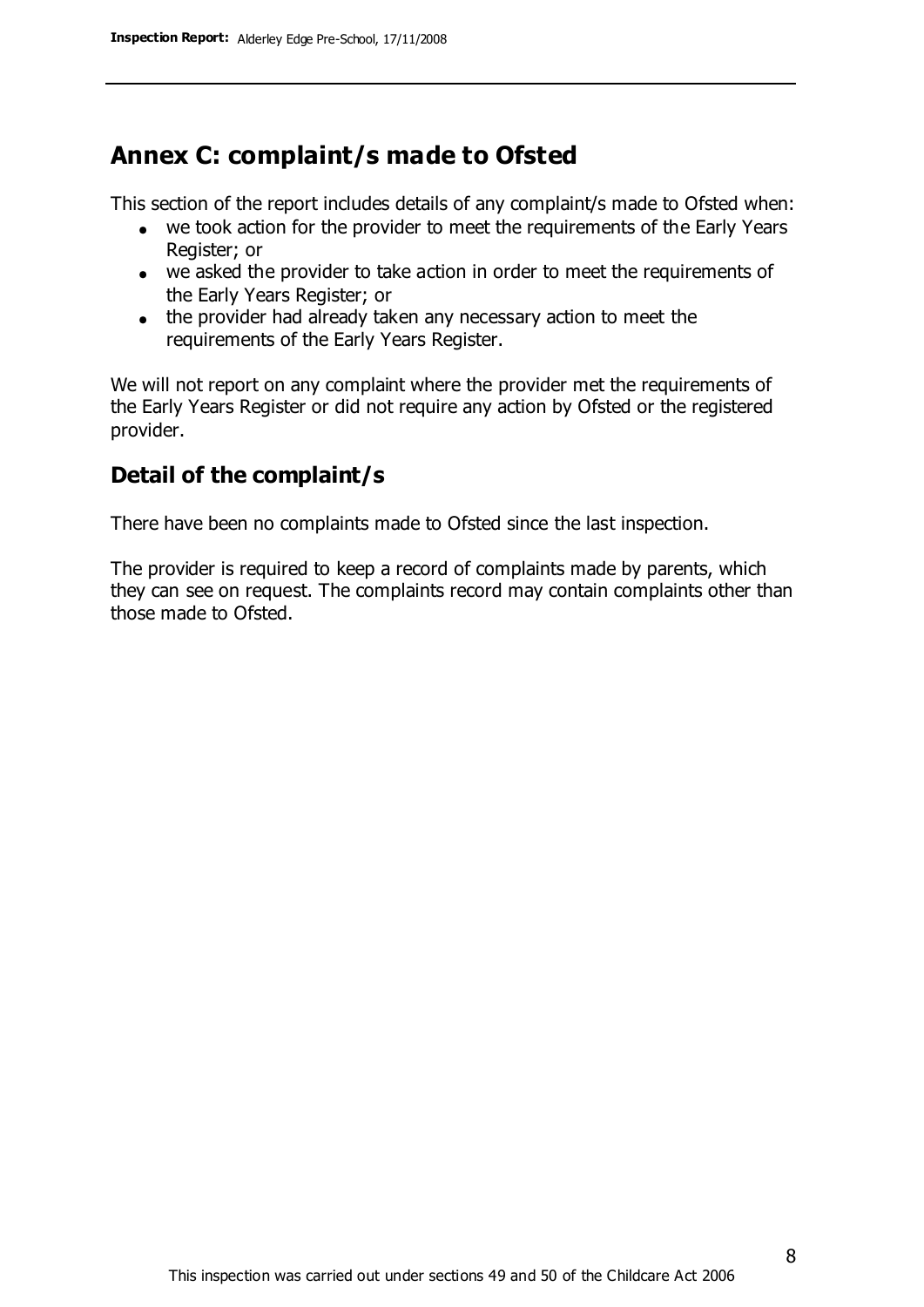## Annex C: complaint/s made to Ofsted

This section of the report includes details of any complaint/s made to Ofsted when:

- we took action for the provider to meet the requirements of the Early Years Register; or
- we asked the provider to take action in order to meet the requirements of the Early Years Register; or
- the provider had already taken any necessary action to meet the requirements of the Early Years Register.

We will not report on any complaint where the provider met the requirements of the Early Years Register or did not require any action by Ofsted or the registered provider.

### Detail of the complaint/s

There have been no complaints made to Ofsted since the last inspection.

The provider is required to keep a record of complaints made by parents, which they can see on request. The complaints record may contain complaints other than those made to Ofsted.